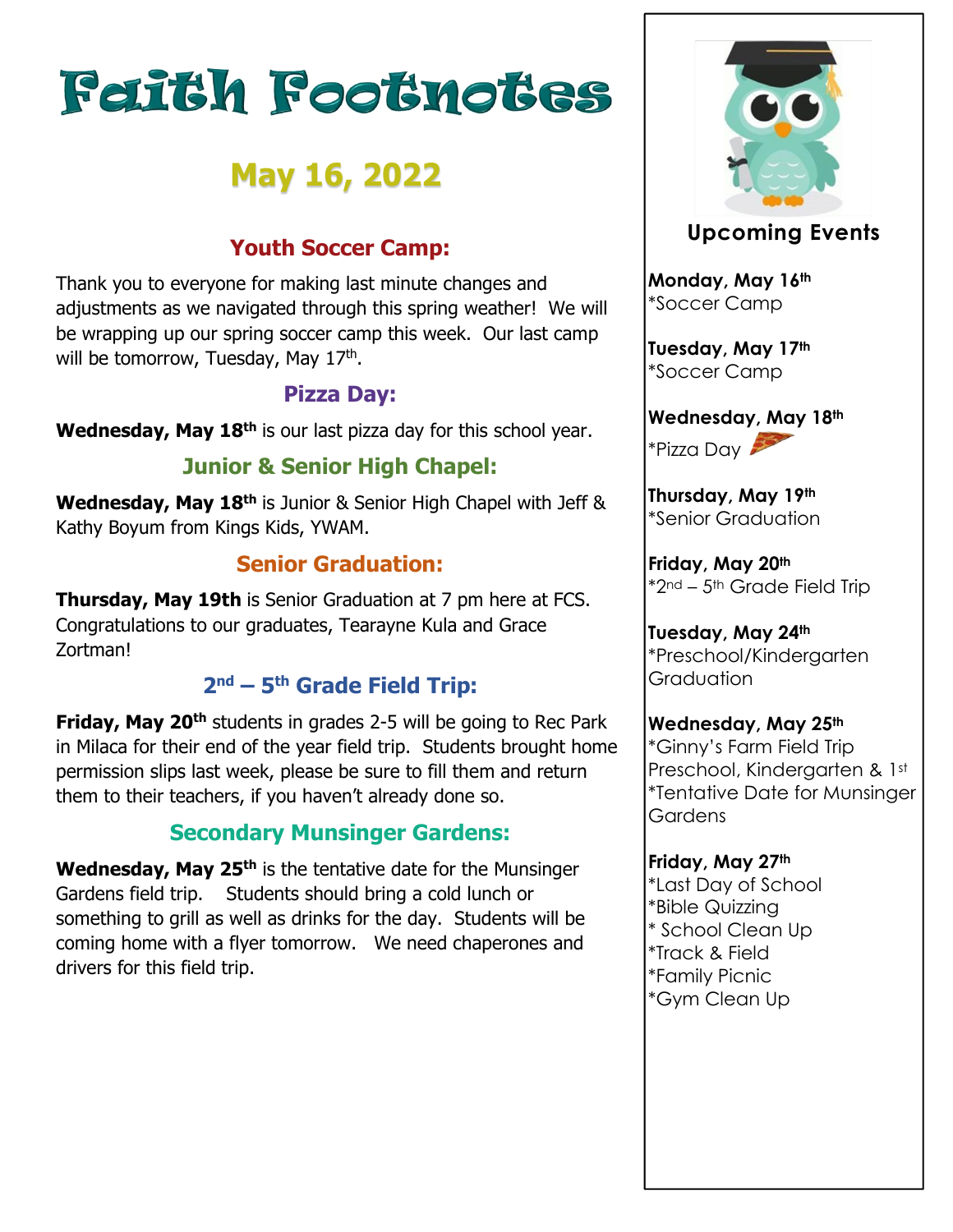# Faith Footnotes

## May 16, 2022

### Youth Soccer Camp:

Thank you to everyone for making last minute changes and adjustments as we navigated through this spring weather! We will be wrapping up our spring soccer camp this week. Our last camp will be tomorrow, Tuesday, May 17th.

### Pizza Day:

**Wednesday, May 18th** is our last pizza day for this school year.

### Junior & Senior High Chapel:

**Wednesday, May 18th** is Junior & Senior High Chapel with Jeff & Kathy Boyum from Kings Kids, YWAM.

### Senior Graduation:

**Thursday, May 19th** is Senior Graduation at 7 pm here at FCS. Congratulations to our graduates, Tearayne Kula and Grace Zortman!

### 2nd – 5th Grade Field Trip:

**Friday, May 20th** students in grades 2-5 will be going to Rec Park in Milaca for their end of the year field trip. Students brought home permission slips last week, please be sure to fill them and return them to their teachers, if you haven't already done so.

### Secondary Munsinger Gardens:

**Wednesday, May 25th** is the tentative date for the Munsinger Gardens field trip. Students should bring a cold lunch or something to grill as well as drinks for the day. Students will be coming home with a flyer tomorrow. We need chaperones and drivers for this field trip.

### Upcoming Events

**Monday, May 16th**
*Soccer Camp

**Tuesday, May 17th**
*Soccer Camp

**Wednesday, May 18th**
*Pizza Day

**Thursday, May 19th**
*Senior Graduation

**Friday, May 20th**
*2nd – 5th Grade Field Trip

**Tuesday, May 24th**
*Preschool/Kindergarten Graduation

**Wednesday, May 25th**
*Ginny's Farm Field Trip Preschool, Kindergarten & 1st
*Tentative Date for Munsinger Gardens

**Friday, May 27th**
*Last Day of School
*Bible Quizzing
* School Clean Up
*Track & Field
*Family Picnic
*Gym Clean Up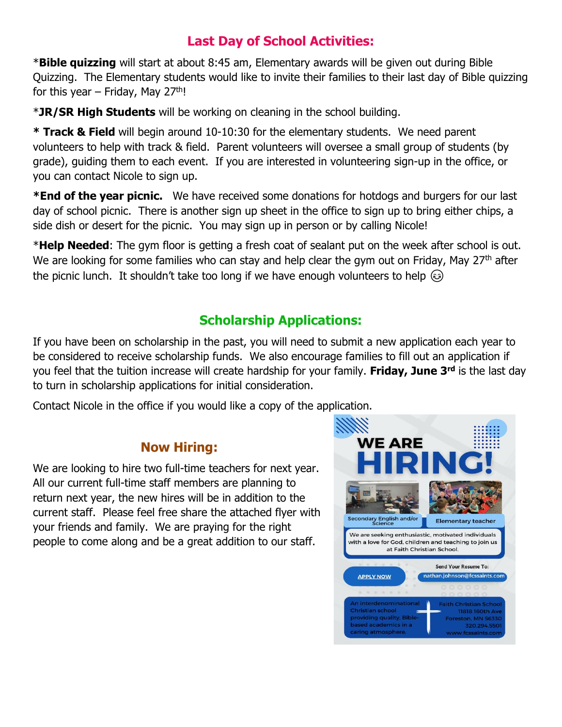## Last Day of School Activities:

***Bible quizzing** will start at about 8:45 am, Elementary awards will be given out during Bible Quizzing. The Elementary students would like to invite their families to their last day of Bible quizzing for this year – Friday, May 27th!

***JR/SR High Students** will be working on cleaning in the school building.

*** Track & Field** will begin around 10-10:30 for the elementary students. We need parent volunteers to help with track & field. Parent volunteers will oversee a small group of students (by grade), guiding them to each event. If you are interested in volunteering sign-up in the office, or you can contact Nicole to sign up.

***End of the year picnic.** We have received some donations for hotdogs and burgers for our last day of school picnic. There is another sign up sheet in the office to sign up to bring either chips, a side dish or desert for the picnic. You may sign up in person or by calling Nicole!

***Help Needed**: The gym floor is getting a fresh coat of sealant put on the week after school is out. We are looking for some families who can stay and help clear the gym out on Friday, May 27th after the picnic lunch. It shouldn't take too long if we have enough volunteers to help 😉

## Scholarship Applications:

If you have been on scholarship in the past, you will need to submit a new application each year to be considered to receive scholarship funds. We also encourage families to fill out an application if you feel that the tuition increase will create hardship for your family. **Friday, June 3rd** is the last day to turn in scholarship applications for initial consideration.

Contact Nicole in the office if you would like a copy of the application.

## Now Hiring:

We are looking to hire two full-time teachers for next year. All our current full-time staff members are planning to return next year, the new hires will be in addition to the current staff. Please feel free share the attached flyer with your friends and family. We are praying for the right people to come along and be a great addition to our staff.

WE ARE HIRING!

Secondary English and/or Science

Elementary teacher

We are seeking enthusiastic, motivated individuals with a love for God, children and teaching to join us at Faith Christian School.

APPLY NOW

Send Your Resume To:
nathan.johnson@fcssaints.com

An interdenominational Christian school providing quality, Bible-based academics in a caring atmosphere.

Faith Christian School
11818 160th Ave
Foreston, MN 56330
320.294.5501
www.fcssaints.com